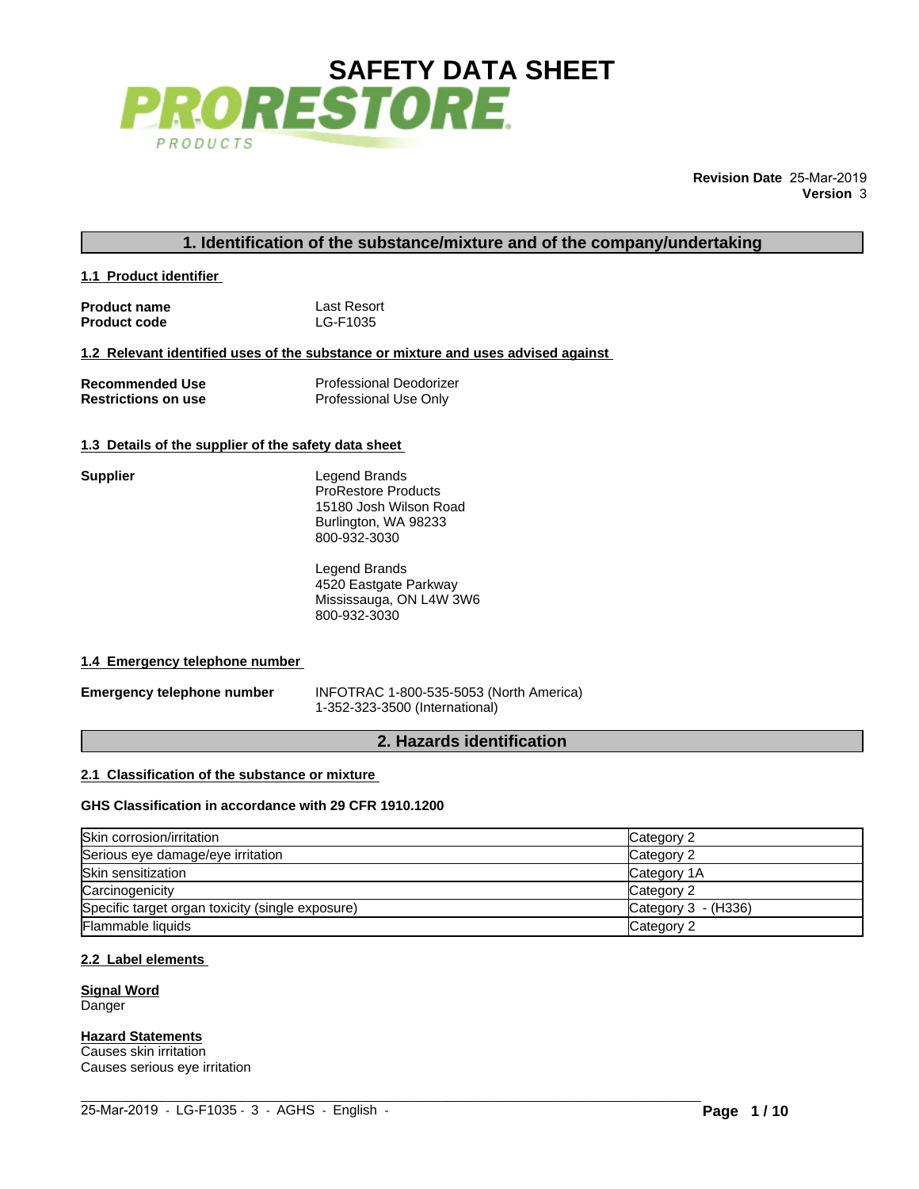# SAFETY DATA SHEET

PRORESTORE PRODUCTS

**Revision Date** 25-Mar-2019
**Version** 3

## 1. Identification of the substance/mixture and of the company/undertaking

### 1.1 Product identifier

| | |
|---|---|
| **Product name** | Last Resort |
| **Product code** | LG-F1035 |

### 1.2 Relevant identified uses of the substance or mixture and uses advised against

| | |
|---|---|
| **Recommended Use** | Professional Deodorizer |
| **Restrictions on use** | Professional Use Only |

### 1.3 Details of the supplier of the safety data sheet

**Supplier**

Legend Brands
ProRestore Products
15180 Josh Wilson Road
Burlington, WA 98233
800-932-3030

Legend Brands
4520 Eastgate Parkway
Mississauga, ON L4W 3W6
800-932-3030

### 1.4 Emergency telephone number

**Emergency telephone number**

INFOTRAC 1-800-535-5053 (North America)
1-352-323-3500 (International)

## 2. Hazards identification

### 2.1 Classification of the substance or mixture

**GHS Classification in accordance with 29 CFR 1910.1200**

| | |
|---|---|
| Skin corrosion/irritation | Category 2 |
| Serious eye damage/eye irritation | Category 2 |
| Skin sensitization | Category 1A |
| Carcinogenicity | Category 2 |
| Specific target organ toxicity (single exposure) | Category 3 - (H336) |
| Flammable liquids | Category 2 |

### 2.2 Label elements

**Signal Word**
Danger

**Hazard Statements**
Causes skin irritation
Causes serious eye irritation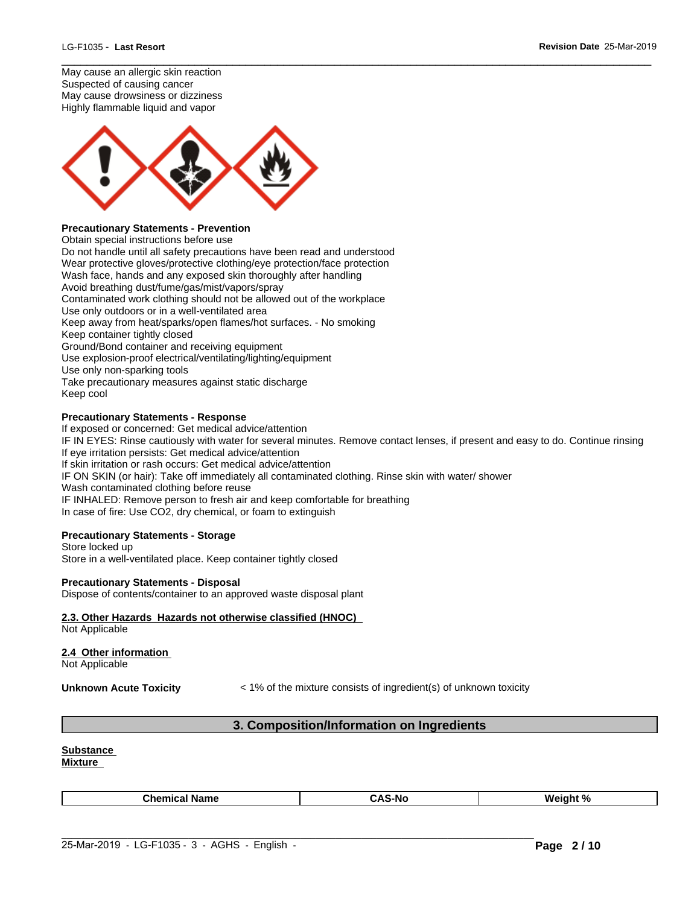May cause an allergic skin reaction
Suspected of causing cancer
May cause drowsiness or dizziness
Highly flammable liquid and vapor

**Precautionary Statements - Prevention**
Obtain special instructions before use
Do not handle until all safety precautions have been read and understood
Wear protective gloves/protective clothing/eye protection/face protection
Wash face, hands and any exposed skin thoroughly after handling
Avoid breathing dust/fume/gas/mist/vapors/spray
Contaminated work clothing should not be allowed out of the workplace
Use only outdoors or in a well-ventilated area
Keep away from heat/sparks/open flames/hot surfaces. - No smoking
Keep container tightly closed
Ground/Bond container and receiving equipment
Use explosion-proof electrical/ventilating/lighting/equipment
Use only non-sparking tools
Take precautionary measures against static discharge
Keep cool

**Precautionary Statements - Response**
If exposed or concerned: Get medical advice/attention
IF IN EYES: Rinse cautiously with water for several minutes. Remove contact lenses, if present and easy to do. Continue rinsing
If eye irritation persists: Get medical advice/attention
If skin irritation or rash occurs: Get medical advice/attention
IF ON SKIN (or hair): Take off immediately all contaminated clothing. Rinse skin with water/ shower
Wash contaminated clothing before reuse
IF INHALED: Remove person to fresh air and keep comfortable for breathing
In case of fire: Use CO2, dry chemical, or foam to extinguish

**Precautionary Statements - Storage**
Store locked up
Store in a well-ventilated place. Keep container tightly closed

**Precautionary Statements - Disposal**
Dispose of contents/container to an approved waste disposal plant

**2.3. Other Hazards Hazards not otherwise classified (HNOC)**
Not Applicable

**2.4 Other information**
Not Applicable

**Unknown Acute Toxicity** < 1% of the mixture consists of ingredient(s) of unknown toxicity

## 3. Composition/Information on Ingredients

**Substance**
**Mixture**

| Chemical Name | CAS-No | Weight % |
|---|---|---|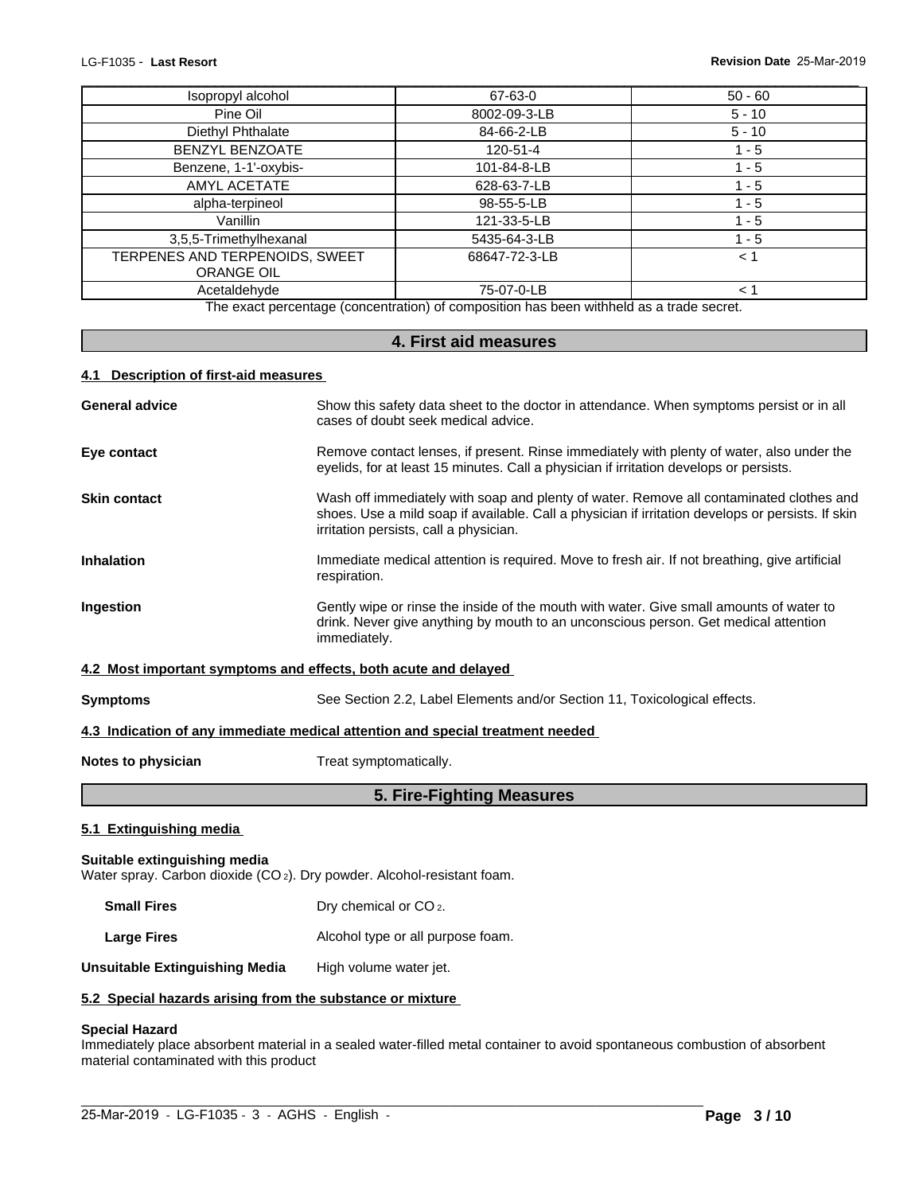| | | |
|---|---|---|
| Isopropyl alcohol | 67-63-0 | 50 - 60 |
| Pine Oil | 8002-09-3-LB | 5 - 10 |
| Diethyl Phthalate | 84-66-2-LB | 5 - 10 |
| BENZYL BENZOATE | 120-51-4 | 1 - 5 |
| Benzene, 1-1'-oxybis- | 101-84-8-LB | 1 - 5 |
| AMYL ACETATE | 628-63-7-LB | 1 - 5 |
| alpha-terpineol | 98-55-5-LB | 1 - 5 |
| Vanillin | 121-33-5-LB | 1 - 5 |
| 3,5,5-Trimethylhexanal | 5435-64-3-LB | 1 - 5 |
| TERPENES AND TERPENOIDS, SWEET ORANGE OIL | 68647-72-3-LB | < 1 |
| Acetaldehyde | 75-07-0-LB | < 1 |

The exact percentage (concentration) of composition has been withheld as a trade secret.

## 4. First aid measures

### 4.1 Description of first-aid measures

**General advice** Show this safety data sheet to the doctor in attendance. When symptoms persist or in all cases of doubt seek medical advice.

**Eye contact** Remove contact lenses, if present. Rinse immediately with plenty of water, also under the eyelids, for at least 15 minutes. Call a physician if irritation develops or persists.

**Skin contact** Wash off immediately with soap and plenty of water. Remove all contaminated clothes and shoes. Use a mild soap if available. Call a physician if irritation develops or persists. If skin irritation persists, call a physician.

**Inhalation** Immediate medical attention is required. Move to fresh air. If not breathing, give artificial respiration.

**Ingestion** Gently wipe or rinse the inside of the mouth with water. Give small amounts of water to drink. Never give anything by mouth to an unconscious person. Get medical attention immediately.

### 4.2 Most important symptoms and effects, both acute and delayed

**Symptoms** See Section 2.2, Label Elements and/or Section 11, Toxicological effects.

### 4.3 Indication of any immediate medical attention and special treatment needed

**Notes to physician** Treat symptomatically.

## 5. Fire-Fighting Measures

### 5.1 Extinguishing media

**Suitable extinguishing media**
Water spray. Carbon dioxide ($CO_2$). Dry powder. Alcohol-resistant foam.

**Small Fires** Dry chemical or $CO_2$.

**Large Fires** Alcohol type or all purpose foam.

**Unsuitable Extinguishing Media** High volume water jet.

### 5.2 Special hazards arising from the substance or mixture

**Special Hazard**
Immediately place absorbent material in a sealed water-filled metal container to avoid spontaneous combustion of absorbent material contaminated with this product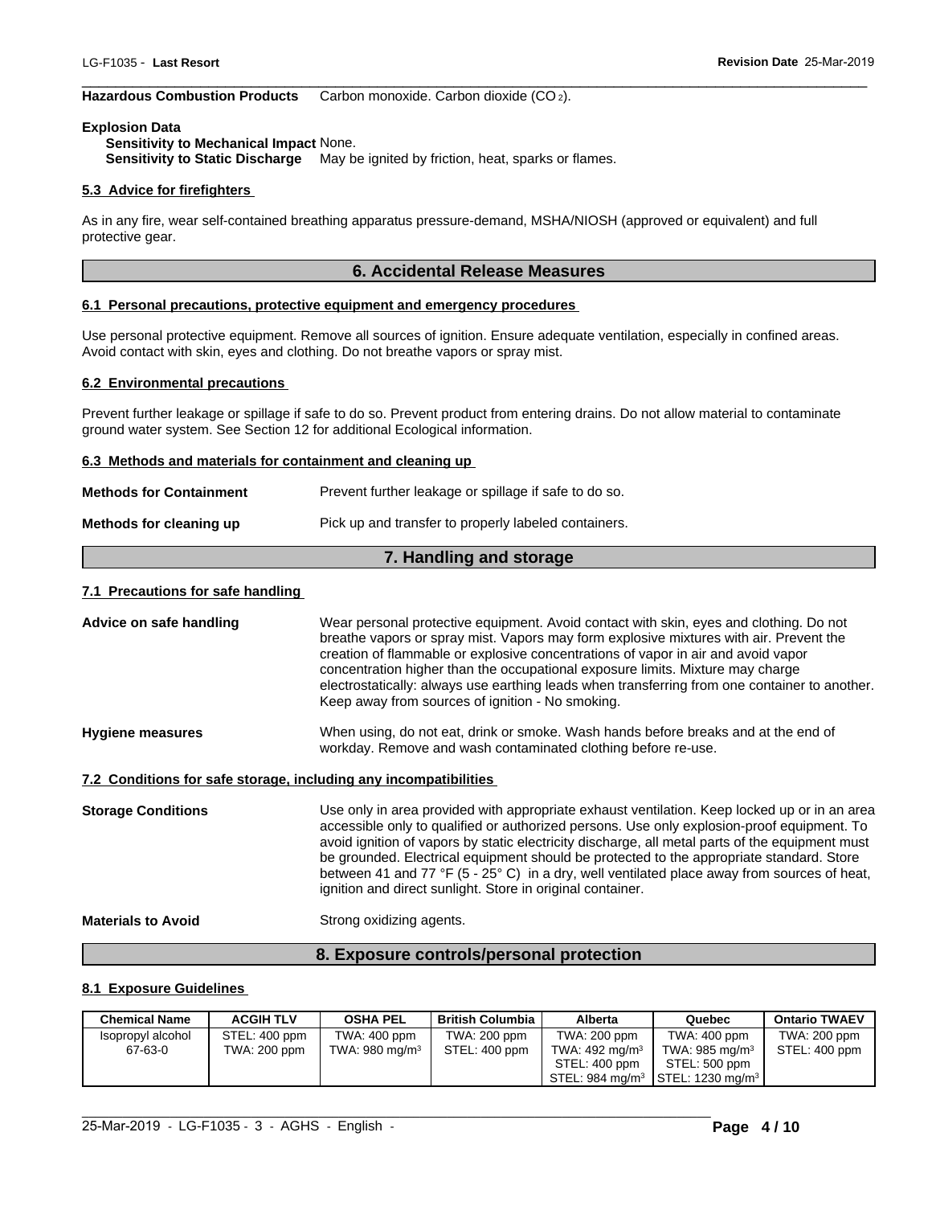**Hazardous Combustion Products** Carbon monoxide. Carbon dioxide ($CO_2$).

**Explosion Data**

**Sensitivity to Mechanical Impact** None.

**Sensitivity to Static Discharge** May be ignited by friction, heat, sparks or flames.

**5.3 Advice for firefighters**

As in any fire, wear self-contained breathing apparatus pressure-demand, MSHA/NIOSH (approved or equivalent) and full protective gear.

## 6. Accidental Release Measures

**6.1 Personal precautions, protective equipment and emergency procedures**

Use personal protective equipment. Remove all sources of ignition. Ensure adequate ventilation, especially in confined areas. Avoid contact with skin, eyes and clothing. Do not breathe vapors or spray mist.

**6.2 Environmental precautions**

Prevent further leakage or spillage if safe to do so. Prevent product from entering drains. Do not allow material to contaminate ground water system. See Section 12 for additional Ecological information.

**6.3 Methods and materials for containment and cleaning up**

**Methods for Containment** Prevent further leakage or spillage if safe to do so.

**Methods for cleaning up** Pick up and transfer to properly labeled containers.

## 7. Handling and storage

**7.1 Precautions for safe handling**

**Advice on safe handling** Wear personal protective equipment. Avoid contact with skin, eyes and clothing. Do not breathe vapors or spray mist. Vapors may form explosive mixtures with air. Prevent the creation of flammable or explosive concentrations of vapor in air and avoid vapor concentration higher than the occupational exposure limits. Mixture may charge electrostatically: always use earthing leads when transferring from one container to another. Keep away from sources of ignition - No smoking.

**Hygiene measures** When using, do not eat, drink or smoke. Wash hands before breaks and at the end of workday. Remove and wash contaminated clothing before re-use.

**7.2 Conditions for safe storage, including any incompatibilities**

**Storage Conditions** Use only in area provided with appropriate exhaust ventilation. Keep locked up or in an area accessible only to qualified or authorized persons. Use only explosion-proof equipment. To avoid ignition of vapors by static electricity discharge, all metal parts of the equipment must be grounded. Electrical equipment should be protected to the appropriate standard. Store between 41 and 77 °F (5 - 25° C) in a dry, well ventilated place away from sources of heat, ignition and direct sunlight. Store in original container.

**Materials to Avoid** Strong oxidizing agents.

## 8. Exposure controls/personal protection

**8.1 Exposure Guidelines**

| Chemical Name | ACGIH TLV | OSHA PEL | British Columbia | Alberta | Quebec | Ontario TWAEV |
|---|---|---|---|---|---|---|
| Isopropyl alcohol 67-63-0 | STEL: 400 ppm TWA: 200 ppm | TWA: 400 ppm TWA: 980 mg/m³ | TWA: 200 ppm STEL: 400 ppm | TWA: 200 ppm TWA: 492 mg/m³ STEL: 400 ppm STEL: 984 mg/m³ | TWA: 400 ppm TWA: 985 mg/m³ STEL: 500 ppm STEL: 1230 mg/m³ | TWA: 200 ppm STEL: 400 ppm |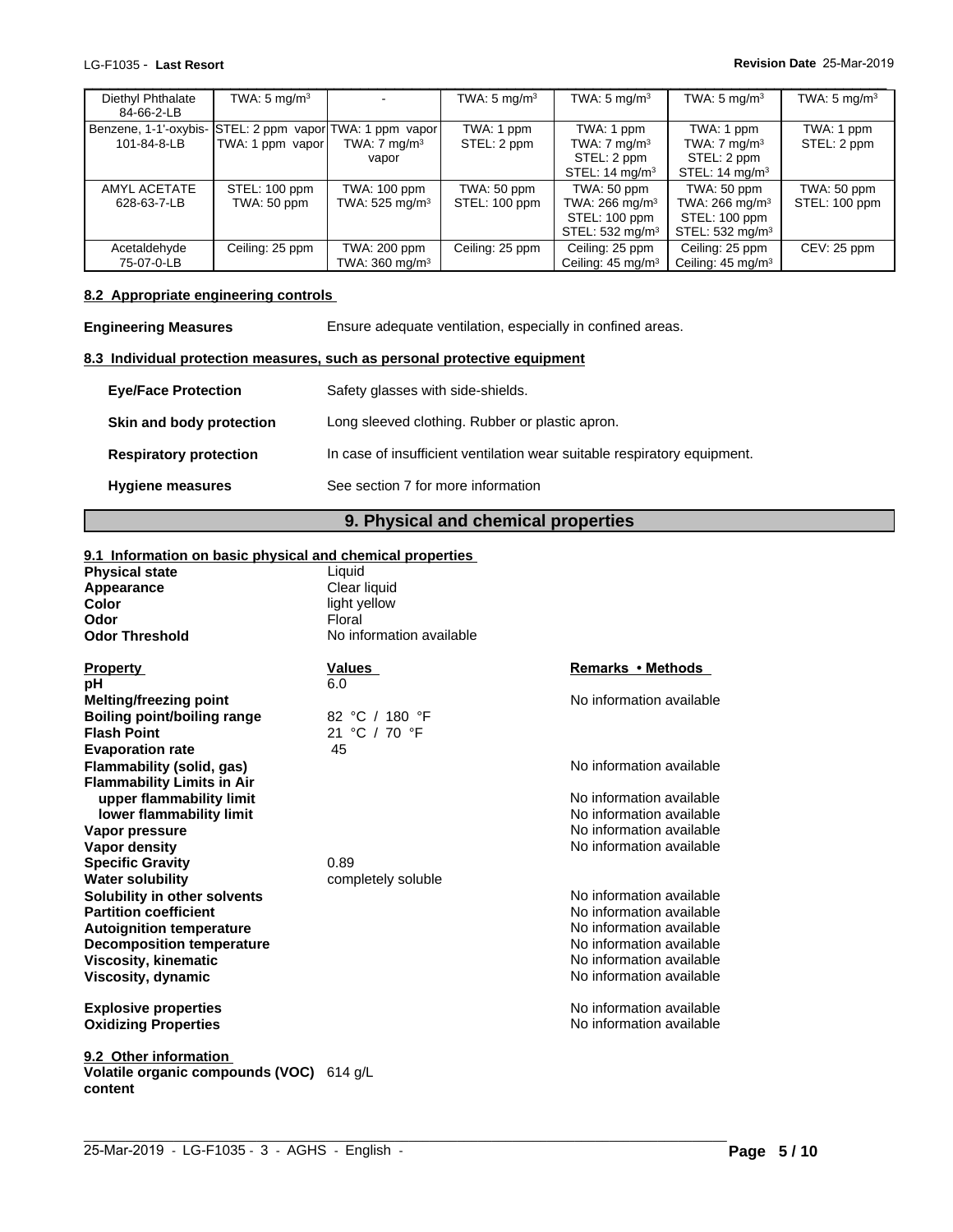| | | | | | | |
|---|---|---|---|---|---|---|
| Diethyl Phthalate 84-66-2-LB | TWA: 5 mg/m³ | - | TWA: 5 mg/m³ | TWA: 5 mg/m³ | TWA: 5 mg/m³ | TWA: 5 mg/m³ |
| Benzene, 1-1'-oxybis- 101-84-8-LB | STEL: 2 ppm vapor TWA: 1 ppm vapor | TWA: 1 ppm vapor TWA: 7 mg/m³ vapor | TWA: 1 ppm STEL: 2 ppm | TWA: 1 ppm TWA: 7 mg/m³ STEL: 2 ppm STEL: 14 mg/m³ | TWA: 1 ppm TWA: 7 mg/m³ STEL: 2 ppm STEL: 14 mg/m³ | TWA: 1 ppm STEL: 2 ppm |
| AMYL ACETATE 628-63-7-LB | STEL: 100 ppm TWA: 50 ppm | TWA: 100 ppm TWA: 525 mg/m³ | TWA: 50 ppm STEL: 100 ppm | TWA: 50 ppm TWA: 266 mg/m³ STEL: 100 ppm STEL: 532 mg/m³ | TWA: 50 ppm TWA: 266 mg/m³ STEL: 100 ppm STEL: 532 mg/m³ | TWA: 50 ppm STEL: 100 ppm |
| Acetaldehyde 75-07-0-LB | Ceiling: 25 ppm | TWA: 200 ppm TWA: 360 mg/m³ | Ceiling: 25 ppm | Ceiling: 25 ppm Ceiling: 45 mg/m³ | Ceiling: 25 ppm Ceiling: 45 mg/m³ | CEV: 25 ppm |

### 8.2 Appropriate engineering controls

**Engineering Measures** Ensure adequate ventilation, especially in confined areas.

### 8.3 Individual protection measures, such as personal protective equipment

**Eye/Face Protection** Safety glasses with side-shields.

**Skin and body protection** Long sleeved clothing. Rubber or plastic apron.

**Respiratory protection** In case of insufficient ventilation wear suitable respiratory equipment.

**Hygiene measures** See section 7 for more information

## 9. Physical and chemical properties

### 9.1 Information on basic physical and chemical properties

**Physical state** Liquid
**Appearance** Clear liquid
**Color** light yellow
**Odor** Floral
**Odor Threshold** No information available

| Property | Values | Remarks • Methods |
|---|---|---|
| **pH** | 6.0 | |
| **Melting/freezing point** | | No information available |
| **Boiling point/boiling range** | 82 °C / 180 °F | |
| **Flash Point** | 21 °C / 70 °F | |
| **Evaporation rate** | 45 | |
| **Flammability (solid, gas)** | | No information available |
| **Flammability Limits in Air** | | |
| **upper flammability limit** | | No information available |
| **lower flammability limit** | | No information available |
| **Vapor pressure** | | No information available |
| **Vapor density** | | No information available |
| **Specific Gravity** | 0.89 | |
| **Water solubility** | completely soluble | |
| **Solubility in other solvents** | | No information available |
| **Partition coefficient** | | No information available |
| **Autoignition temperature** | | No information available |
| **Decomposition temperature** | | No information available |
| **Viscosity, kinematic** | | No information available |
| **Viscosity, dynamic** | | No information available |
| **Explosive properties** | | No information available |
| **Oxidizing Properties** | | No information available |

### 9.2 Other information

**Volatile organic compounds (VOC) content** 614 g/L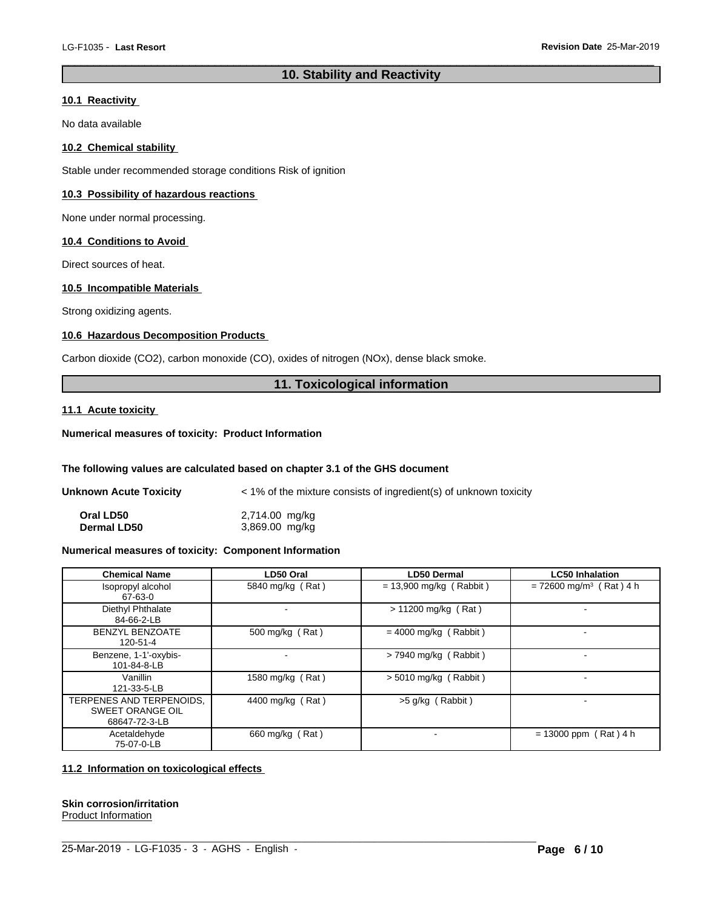## 10. Stability and Reactivity

### 10.1 Reactivity

No data available

### 10.2 Chemical stability

Stable under recommended storage conditions Risk of ignition

### 10.3 Possibility of hazardous reactions

None under normal processing.

### 10.4 Conditions to Avoid

Direct sources of heat.

### 10.5 Incompatible Materials

Strong oxidizing agents.

### 10.6 Hazardous Decomposition Products

Carbon dioxide ($CO_2$), carbon monoxide (CO), oxides of nitrogen ($NO_x$), dense black smoke.

## 11. Toxicological information

### 11.1 Acute toxicity

**Numerical measures of toxicity: Product Information**

**The following values are calculated based on chapter 3.1 of the GHS document**

**Unknown Acute Toxicity** < 1% of the mixture consists of ingredient(s) of unknown toxicity

**Oral LD50** 2,714.00 mg/kg
**Dermal LD50** 3,869.00 mg/kg

**Numerical measures of toxicity: Component Information**

| Chemical Name | LD50 Oral | LD50 Dermal | LC50 Inhalation |
|---|---|---|---|
| Isopropyl alcohol<br>67-63-0 | 5840 mg/kg ( Rat ) | = 13,900 mg/kg ( Rabbit ) | = 72600 mg/m$^3$ ( Rat ) 4 h |
| Diethyl Phthalate<br>84-66-2-LB | - | > 11200 mg/kg ( Rat ) | - |
| BENZYL BENZOATE<br>120-51-4 | 500 mg/kg ( Rat ) | = 4000 mg/kg ( Rabbit ) | - |
| Benzene, 1-1'-oxybis-<br>101-84-8-LB | - | > 7940 mg/kg ( Rabbit ) | - |
| Vanillin<br>121-33-5-LB | 1580 mg/kg ( Rat ) | > 5010 mg/kg ( Rabbit ) | - |
| TERPENES AND TERPENOIDS, SWEET ORANGE OIL<br>68647-72-3-LB | 4400 mg/kg ( Rat ) | >5 g/kg ( Rabbit ) | - |
| Acetaldehyde<br>75-07-0-LB | 660 mg/kg ( Rat ) | - | = 13000 ppm ( Rat ) 4 h |

### 11.2 Information on toxicological effects

**Skin corrosion/irritation**
Product Information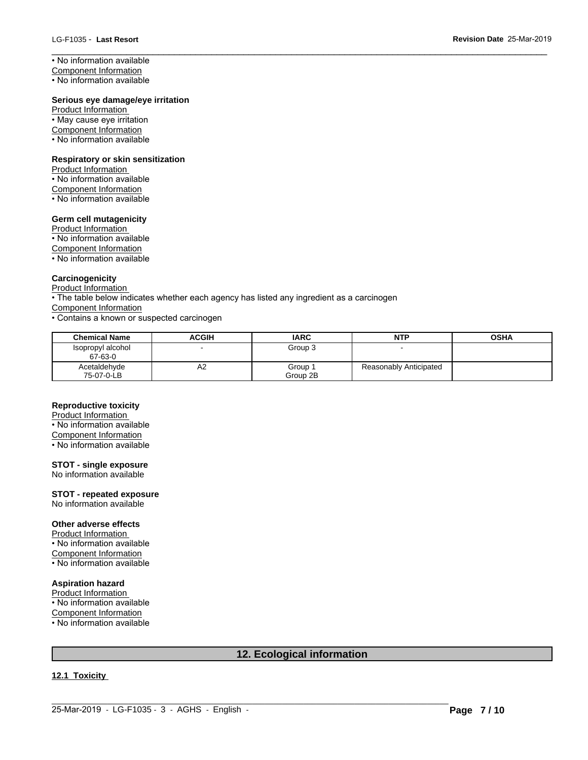• No information available

Component Information

• No information available

**Serious eye damage/eye irritation**

Product Information

• May cause eye irritation

Component Information

• No information available

**Respiratory or skin sensitization**

Product Information

• No information available

Component Information

• No information available

**Germ cell mutagenicity**

Product Information

• No information available

Component Information

• No information available

**Carcinogenicity**

Product Information

• The table below indicates whether each agency has listed any ingredient as a carcinogen

Component Information

• Contains a known or suspected carcinogen

| Chemical Name | ACGIH | IARC | NTP | OSHA |
|---|---|---|---|---|
| Isopropyl alcohol 67-63-0 | - | Group 3 | - | |
| Acetaldehyde 75-07-0-LB | A2 | Group 1 Group 2B | Reasonably Anticipated | |

**Reproductive toxicity**

Product Information

• No information available

Component Information

• No information available

**STOT - single exposure**

No information available

**STOT - repeated exposure**

No information available

**Other adverse effects**

Product Information

• No information available

Component Information

• No information available

**Aspiration hazard**

Product Information

• No information available

Component Information

• No information available

## 12. Ecological information

**12.1 Toxicity**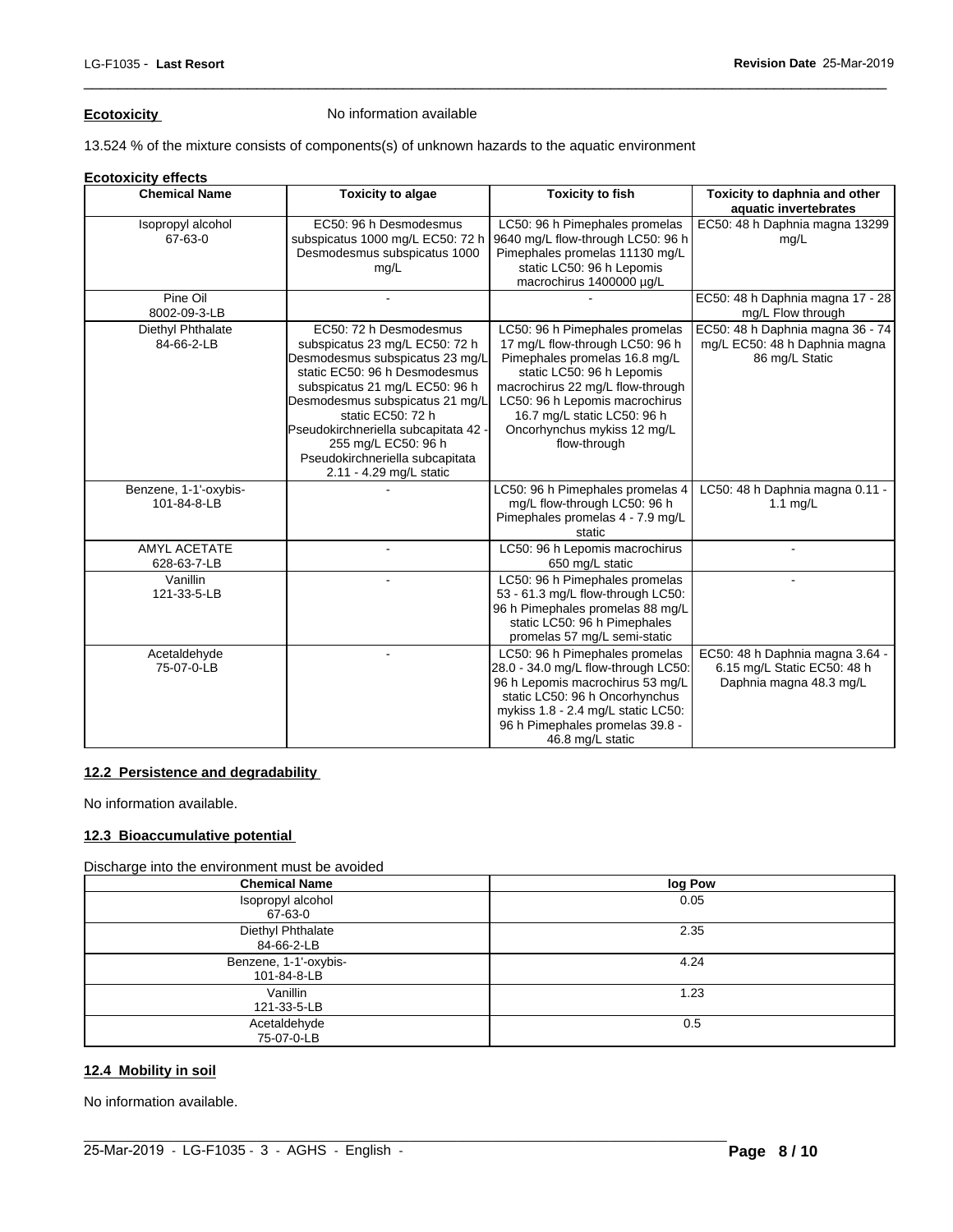**Ecotoxicity** No information available

13.524 % of the mixture consists of components(s) of unknown hazards to the aquatic environment

**Ecotoxicity effects**

| Chemical Name | Toxicity to algae | Toxicity to fish | Toxicity to daphnia and other aquatic invertebrates |
|---|---|---|---|
| Isopropyl alcohol 67-63-0 | EC50: 96 h Desmodesmus subspicatus 1000 mg/L EC50: 72 h Desmodesmus subspicatus 1000 mg/L | LC50: 96 h Pimephales promelas 9640 mg/L flow-through LC50: 96 h Pimephales promelas 11130 mg/L static LC50: 96 h Lepomis macrochirus 1400000 µg/L | EC50: 48 h Daphnia magna 13299 mg/L |
| Pine Oil 8002-09-3-LB | - | - | EC50: 48 h Daphnia magna 17 - 28 mg/L Flow through |
| Diethyl Phthalate 84-66-2-LB | EC50: 72 h Desmodesmus subspicatus 23 mg/L EC50: 72 h Desmodesmus subspicatus 23 mg/L static EC50: 96 h Desmodesmus subspicatus 21 mg/L EC50: 96 h Desmodesmus subspicatus 21 mg/L static EC50: 72 h Pseudokirchneriella subcapitata 42 - 255 mg/L EC50: 96 h Pseudokirchneriella subcapitata 2.11 - 4.29 mg/L static | LC50: 96 h Pimephales promelas 17 mg/L flow-through LC50: 96 h Pimephales promelas 16.8 mg/L static LC50: 96 h Lepomis macrochirus 22 mg/L flow-through LC50: 96 h Lepomis macrochirus 16.7 mg/L static LC50: 96 h Oncorhynchus mykiss 12 mg/L flow-through | EC50: 48 h Daphnia magna 36 - 74 mg/L EC50: 48 h Daphnia magna 86 mg/L Static |
| Benzene, 1-1'-oxybis- 101-84-8-LB | - | LC50: 96 h Pimephales promelas 4 mg/L flow-through LC50: 96 h Pimephales promelas 4 - 7.9 mg/L static | LC50: 48 h Daphnia magna 0.11 - 1.1 mg/L |
| AMYL ACETATE 628-63-7-LB | - | LC50: 96 h Lepomis macrochirus 650 mg/L static | - |
| Vanillin 121-33-5-LB | - | LC50: 96 h Pimephales promelas 53 - 61.3 mg/L flow-through LC50: 96 h Pimephales promelas 88 mg/L static LC50: 96 h Pimephales promelas 57 mg/L semi-static | - |
| Acetaldehyde 75-07-0-LB | - | LC50: 96 h Pimephales promelas 28.0 - 34.0 mg/L flow-through LC50: 96 h Lepomis macrochirus 53 mg/L static LC50: 96 h Oncorhynchus mykiss 1.8 - 2.4 mg/L static LC50: 96 h Pimephales promelas 39.8 - 46.8 mg/L static | EC50: 48 h Daphnia magna 3.64 - 6.15 mg/L Static EC50: 48 h Daphnia magna 48.3 mg/L |

## 12.2 Persistence and degradability

No information available.

## 12.3 Bioaccumulative potential

Discharge into the environment must be avoided

| Chemical Name | log Pow |
|---|---|
| Isopropyl alcohol 67-63-0 | 0.05 |
| Diethyl Phthalate 84-66-2-LB | 2.35 |
| Benzene, 1-1'-oxybis- 101-84-8-LB | 4.24 |
| Vanillin 121-33-5-LB | 1.23 |
| Acetaldehyde 75-07-0-LB | 0.5 |

## 12.4 Mobility in soil

No information available.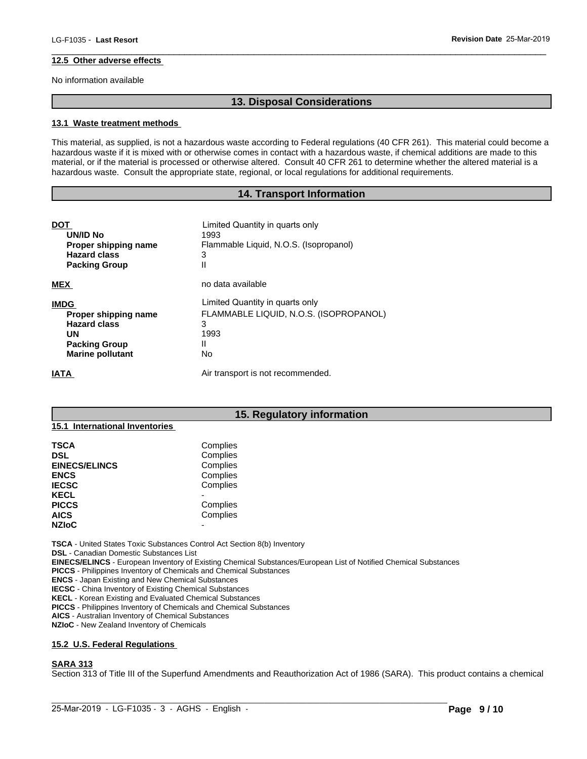### 12.5 Other adverse effects

No information available

## 13. Disposal Considerations

### 13.1 Waste treatment methods

This material, as supplied, is not a hazardous waste according to Federal regulations (40 CFR 261). This material could become a hazardous waste if it is mixed with or otherwise comes in contact with a hazardous waste, if chemical additions are made to this material, or if the material is processed or otherwise altered. Consult 40 CFR 261 to determine whether the altered material is a hazardous waste. Consult the appropriate state, regional, or local regulations for additional requirements.

## 14. Transport Information

| | |
|---|---|
| **DOT** | Limited Quantity in quarts only |
| **UN/ID No** | 1993 |
| **Proper shipping name** | Flammable Liquid, N.O.S. (Isopropanol) |
| **Hazard class** | 3 |
| **Packing Group** | II |
| **MEX** | no data available |
| **IMDG** | Limited Quantity in quarts only |
| **Proper shipping name** | FLAMMABLE LIQUID, N.O.S. (ISOPROPANOL) |
| **Hazard class** | 3 |
| **UN** | 1993 |
| **Packing Group** | II |
| **Marine pollutant** | No |
| **IATA** | Air transport is not recommended. |

## 15. Regulatory information

### 15.1 International Inventories

| | |
|---|---|
| **TSCA** | Complies |
| **DSL** | Complies |
| **EINECS/ELINCS** | Complies |
| **ENCS** | Complies |
| **IECSC** | Complies |
| **KECL** | - |
| **PICCS** | Complies |
| **AICS** | Complies |
| **NZIoC** | - |

**TSCA** - United States Toxic Substances Control Act Section 8(b) Inventory
**DSL** - Canadian Domestic Substances List
**EINECS/ELINCS** - European Inventory of Existing Chemical Substances/European List of Notified Chemical Substances
**PICCS** - Philippines Inventory of Chemicals and Chemical Substances
**ENCS** - Japan Existing and New Chemical Substances
**IECSC** - China Inventory of Existing Chemical Substances
**KECL** - Korean Existing and Evaluated Chemical Substances
**PICCS** - Philippines Inventory of Chemicals and Chemical Substances
**AICS** - Australian Inventory of Chemical Substances
**NZIoC** - New Zealand Inventory of Chemicals

### 15.2 U.S. Federal Regulations

**SARA 313**

Section 313 of Title III of the Superfund Amendments and Reauthorization Act of 1986 (SARA). This product contains a chemical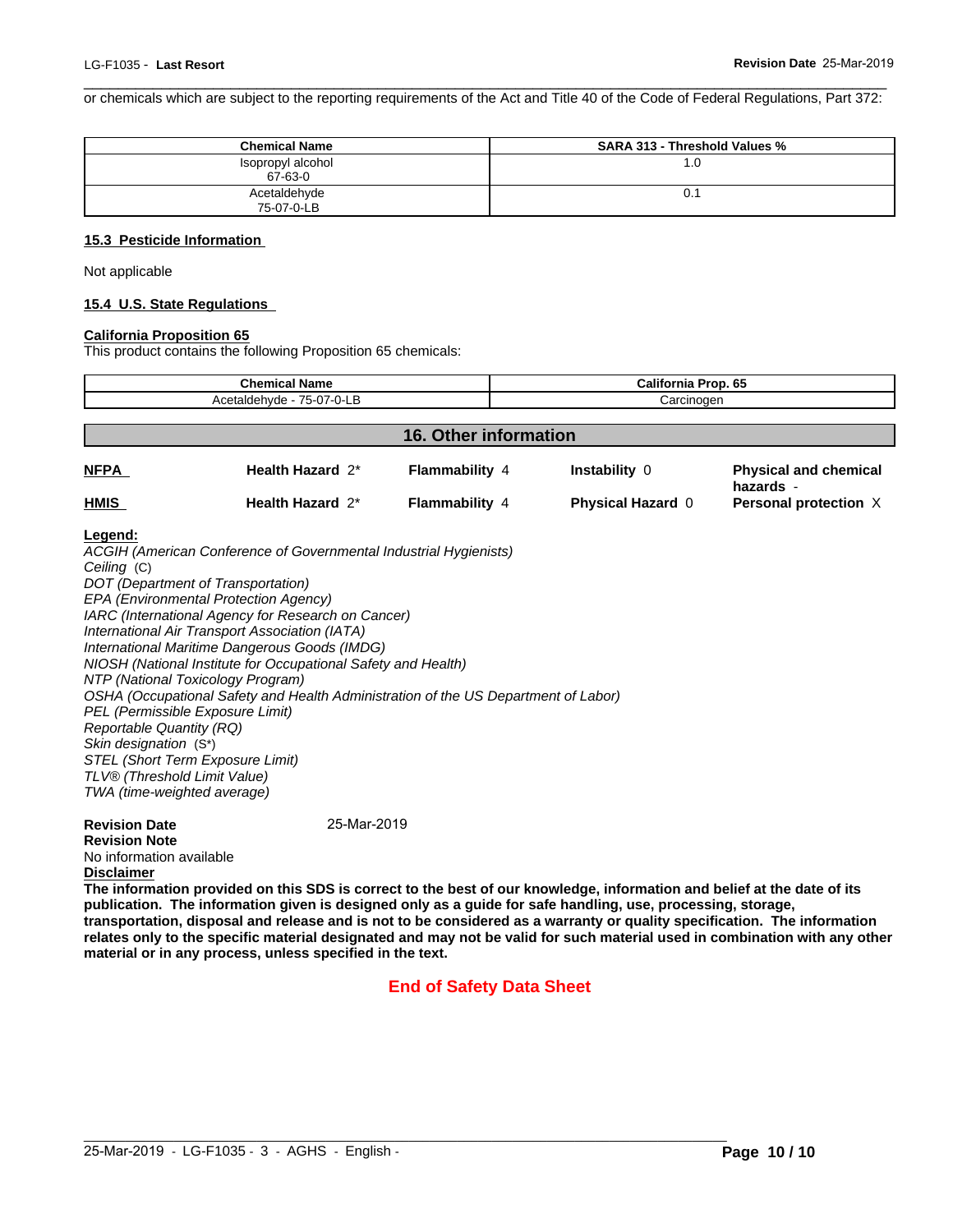or chemicals which are subject to the reporting requirements of the Act and Title 40 of the Code of Federal Regulations, Part 372:

| Chemical Name | SARA 313 - Threshold Values % |
| --- | --- |
| Isopropyl alcohol<br>67-63-0 | 1.0 |
| Acetaldehyde<br>75-07-0-LB | 0.1 |

### 15.3 Pesticide Information

Not applicable

### 15.4 U.S. State Regulations

**California Proposition 65**
This product contains the following Proposition 65 chemicals:

| Chemical Name | California Prop. 65 |
| --- | --- |
| Acetaldehyde - 75-07-0-LB | Carcinogen |

## 16. Other information

| | | | | |
| --- | --- | --- | --- | --- |
| **NFPA** | **Health Hazard** 2* | **Flammability** 4 | **Instability** 0 | **Physical and chemical hazards** - |
| **HMIS** | **Health Hazard** 2* | **Flammability** 4 | **Physical Hazard** 0 | **Personal protection** X |

**Legend:**
*ACGIH (American Conference of Governmental Industrial Hygienists)*
*Ceiling* (C)
*DOT (Department of Transportation)*
*EPA (Environmental Protection Agency)*
*IARC (International Agency for Research on Cancer)*
*International Air Transport Association (IATA)*
*International Maritime Dangerous Goods (IMDG)*
*NIOSH (National Institute for Occupational Safety and Health)*
*NTP (National Toxicology Program)*
*OSHA (Occupational Safety and Health Administration of the US Department of Labor)*
*PEL (Permissible Exposure Limit)*
*Reportable Quantity (RQ)*
*Skin designation* (S*)
*STEL (Short Term Exposure Limit)*
*TLV® (Threshold Limit Value)*
*TWA (time-weighted average)*

**Revision Date** 25-Mar-2019
**Revision Note**
No information available
**Disclaimer**
**The information provided on this SDS is correct to the best of our knowledge, information and belief at the date of its publication. The information given is designed only as a guide for safe handling, use, processing, storage, transportation, disposal and release and is not to be considered as a warranty or quality specification. The information relates only to the specific material designated and may not be valid for such material used in combination with any other material or in any process, unless specified in the text.**

**End of Safety Data Sheet**